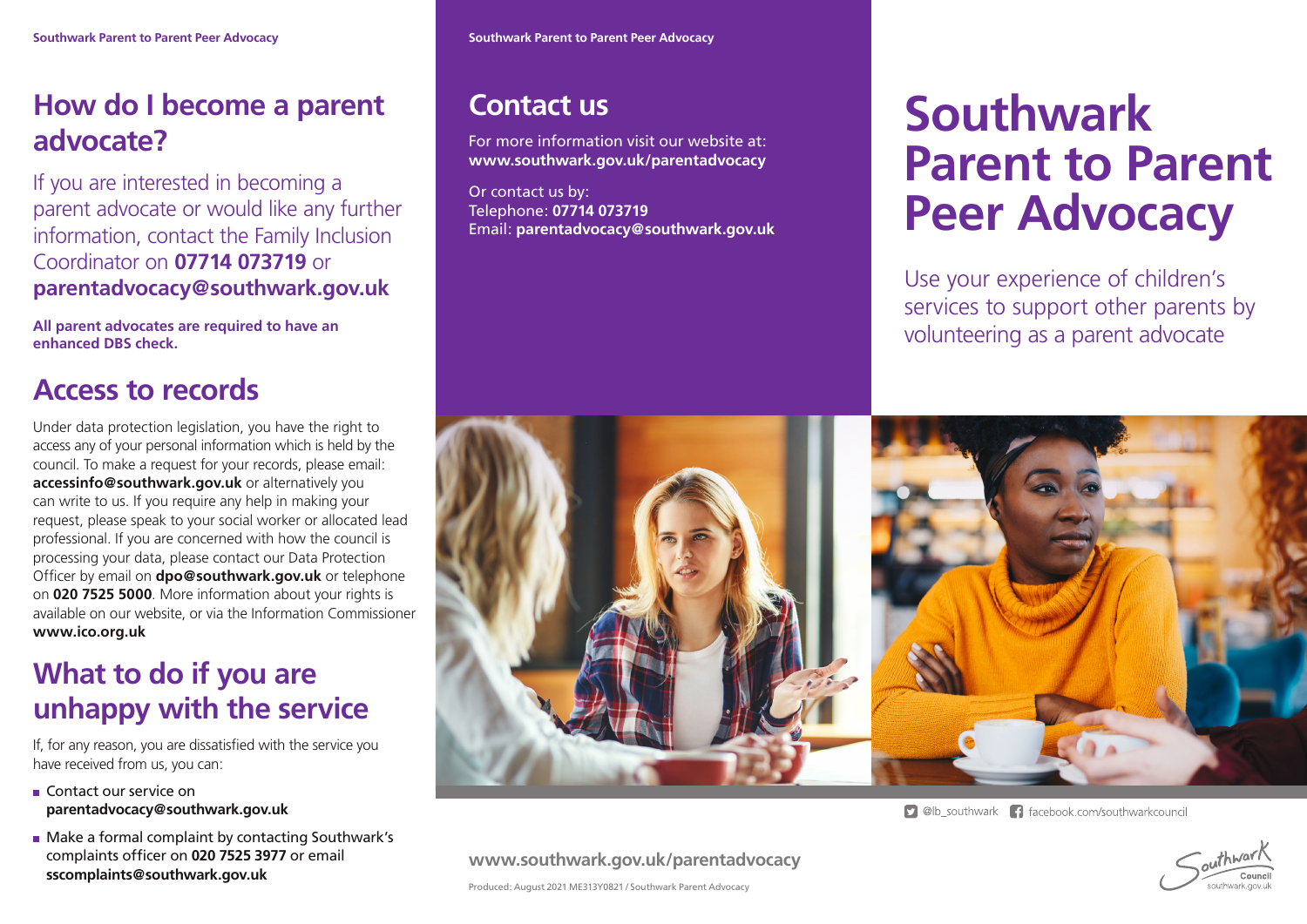## How do I become a parent advocate?

If you are interested in becoming a parent advocate or would like any further information, contact the Family Inclusion Coordinator on **07714 073719** or **parentadvocacy@southwark.gov.uk**

**All parent advocates are required to have an enhanced DBS check.**

## Access to records

Under data protection legislation, you have the right to access any of your personal information which is held by the council. To make a request for your records, please email: **accessinfo@southwark.gov.uk** or alternatively you can write to us. If you require any help in making your request, please speak to your social worker or allocated lead professional. If you are concerned with how the council is processing your data, please contact our Data Protection Officer by email on **dpo@southwark.gov.uk** or telephone on **020 7525 5000**. More information about your rights is available on our website, or via the Information Commissioner **www.ico.org.uk**

## What to do if you are unhappy with the service

If, for any reason, you are dissatisfied with the service you have received from us, you can:

- Contact our service on **parentadvocacy@southwark.gov.uk**
- Make a formal complaint by contacting Southwark's complaints officer on **020 7525 3977** or email **sscomplaints@southwark.gov.uk**

## Contact us

For more information visit our website at: **www.southwark.gov.uk/parentadvocacy**

Or contact us by:
Telephone: **07714 073719**
Email: **parentadvocacy@southwark.gov.uk**

**www.southwark.gov.uk/parentadvocacy**

Produced: August 2021 ME313Y0821 / Southwark Parent Advocacy

# Southwark Parent to Parent Peer Advocacy

Use your experience of children's services to support other parents by volunteering as a parent advocate

@lb_southwark facebook.com/southwarkcouncil

Southwark Council
southwark.gov.uk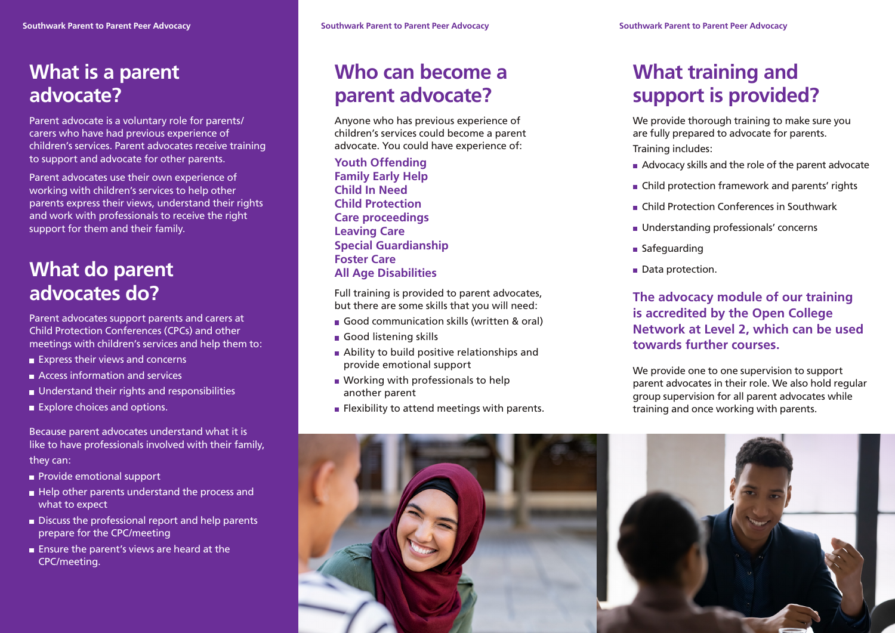## What is a parent advocate?

Parent advocate is a voluntary role for parents/carers who have had previous experience of children's services. Parent advocates receive training to support and advocate for other parents.

Parent advocates use their own experience of working with children's services to help other parents express their views, understand their rights and work with professionals to receive the right support for them and their family.

## What do parent advocates do?

Parent advocates support parents and carers at Child Protection Conferences (CPCs) and other meetings with children's services and help them to:

- Express their views and concerns
- Access information and services
- Understand their rights and responsibilities
- Explore choices and options.

Because parent advocates understand what it is like to have professionals involved with their family, they can:

- Provide emotional support
- Help other parents understand the process and what to expect
- Discuss the professional report and help parents prepare for the CPC/meeting
- Ensure the parent's views are heard at the CPC/meeting.

## Who can become a parent advocate?

Anyone who has previous experience of children's services could become a parent advocate. You could have experience of:

**Youth Offending**
**Family Early Help**
**Child In Need**
**Child Protection**
**Care proceedings**
**Leaving Care**
**Special Guardianship**
**Foster Care**
**All Age Disabilities**

Full training is provided to parent advocates, but there are some skills that you will need:

- Good communication skills (written & oral)
- Good listening skills
- Ability to build positive relationships and provide emotional support
- Working with professionals to help another parent
- Flexibility to attend meetings with parents.

## What training and support is provided?

We provide thorough training to make sure you are fully prepared to advocate for parents.

Training includes:

- Advocacy skills and the role of the parent advocate
- Child protection framework and parents' rights
- Child Protection Conferences in Southwark
- Understanding professionals' concerns
- Safeguarding
- Data protection.

### The advocacy module of our training is accredited by the Open College Network at Level 2, which can be used towards further courses.

We provide one to one supervision to support parent advocates in their role. We also hold regular group supervision for all parent advocates while training and once working with parents.